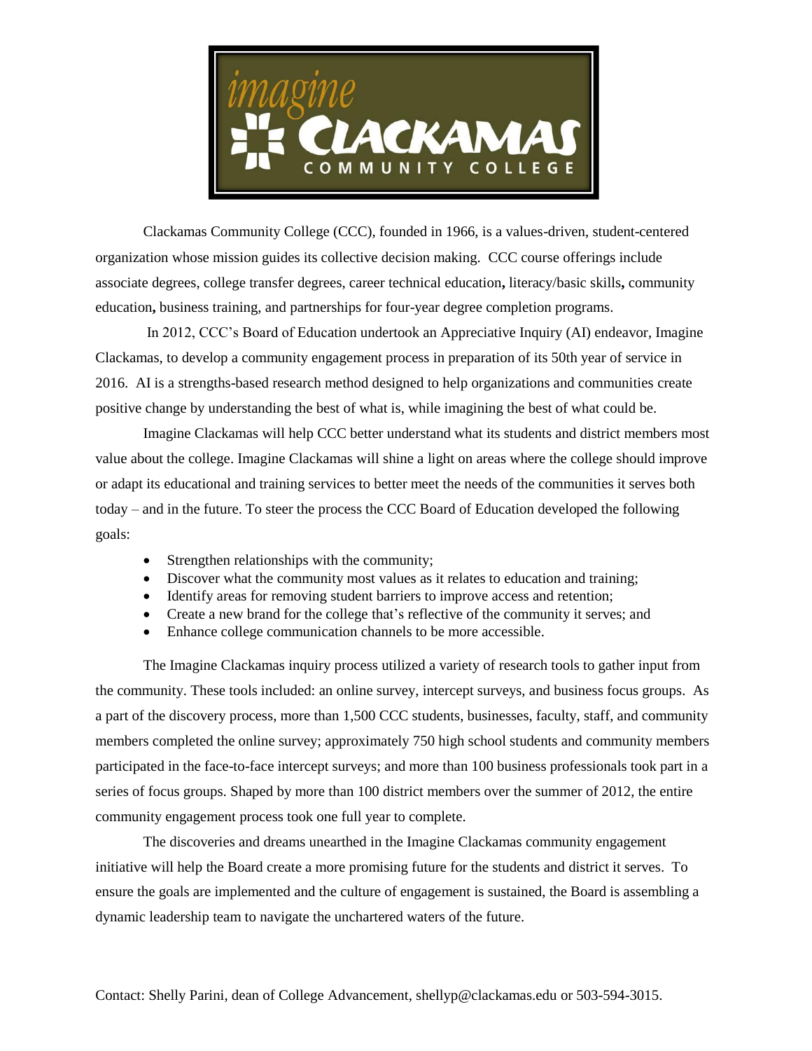Clackamas Community College (CCC), founded in 1966, is a values-driven, student-centered organization whose mission guides its collective decision making. CCC course offerings include associate degrees, college transfer degrees, career technical education, literacy/basic skills, community education, business training, and partnerships for four-year degree completion programs.

In 2012, CCC's Board of Education undertook an Appreciative Inquiry (AI) endeavor, Imagine Clackamas, to develop a community engagement process in preparation of its 50th year of service in 2016. AI is a strengths-based research method designed to help organizations and communities create positive change by understanding the best of what is, while imagining the best of what could be.

Imagine Clackamas will help CCC better understand what its students and district members most value about the college. Imagine Clackamas will shine a light on areas where the college should improve or adapt its educational and training services to better meet the needs of the communities it serves both today – and in the future. To steer the process the CCC Board of Education developed the following goals:

- Strengthen relationships with the community;
- Discover what the community most values as it relates to education and training;
- Identify areas for removing student barriers to improve access and retention;
- Create a new brand for the college that's reflective of the community it serves; and
- Enhance college communication channels to be more accessible.

The Imagine Clackamas inquiry process utilized a variety of research tools to gather input from the community. These tools included: an online survey, intercept surveys, and business focus groups. As a part of the discovery process, more than 1,500 CCC students, businesses, faculty, staff, and community members completed the online survey; approximately 750 high school students and community members participated in the face-to-face intercept surveys; and more than 100 business professionals took part in a series of focus groups. Shaped by more than 100 district members over the summer of 2012, the entire community engagement process took one full year to complete.

The discoveries and dreams unearthed in the Imagine Clackamas community engagement initiative will help the Board create a more promising future for the students and district it serves. To ensure the goals are implemented and the culture of engagement is sustained, the Board is assembling a dynamic leadership team to navigate the unchartered waters of the future.

Contact: Shelly Parini, dean of College Advancement, shellyp@clackamas.edu or 503-594-3015.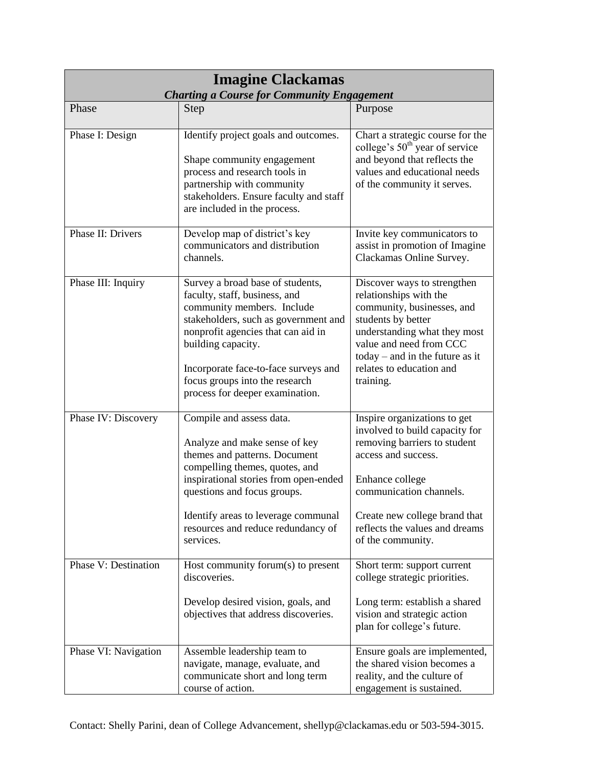# Imagine Clackamas

***Charting a Course for Community Engagement***

| Phase | Step | Purpose |
|---|---|---|
| Phase I: Design | Identify project goals and outcomes.<br><br>Shape community engagement process and research tools in partnership with community stakeholders. Ensure faculty and staff are included in the process. | Chart a strategic course for the college's $50^{th}$ year of service and beyond that reflects the values and educational needs of the community it serves. |
| Phase II: Drivers | Develop map of district's key communicators and distribution channels. | Invite key communicators to assist in promotion of Imagine Clackamas Online Survey. |
| Phase III: Inquiry | Survey a broad base of students, faculty, staff, business, and community members. Include stakeholders, such as government and nonprofit agencies that can aid in building capacity.<br><br>Incorporate face-to-face surveys and focus groups into the research process for deeper examination. | Discover ways to strengthen relationships with the community, businesses, and students by better understanding what they most value and need from CCC today – and in the future as it relates to education and training. |
| Phase IV: Discovery | Compile and assess data.<br><br>Analyze and make sense of key themes and patterns. Document compelling themes, quotes, and inspirational stories from open-ended questions and focus groups.<br><br>Identify areas to leverage communal resources and reduce redundancy of services. | Inspire organizations to get involved to build capacity for removing barriers to student access and success.<br><br>Enhance college communication channels.<br><br>Create new college brand that reflects the values and dreams of the community. |
| Phase V: Destination | Host community forum(s) to present discoveries.<br><br>Develop desired vision, goals, and objectives that address discoveries. | Short term: support current college strategic priorities.<br><br>Long term: establish a shared vision and strategic action plan for college's future. |
| Phase VI: Navigation | Assemble leadership team to navigate, manage, evaluate, and communicate short and long term course of action. | Ensure goals are implemented, the shared vision becomes a reality, and the culture of engagement is sustained. |

Contact: Shelly Parini, dean of College Advancement, shellyp@clackamas.edu or 503-594-3015.